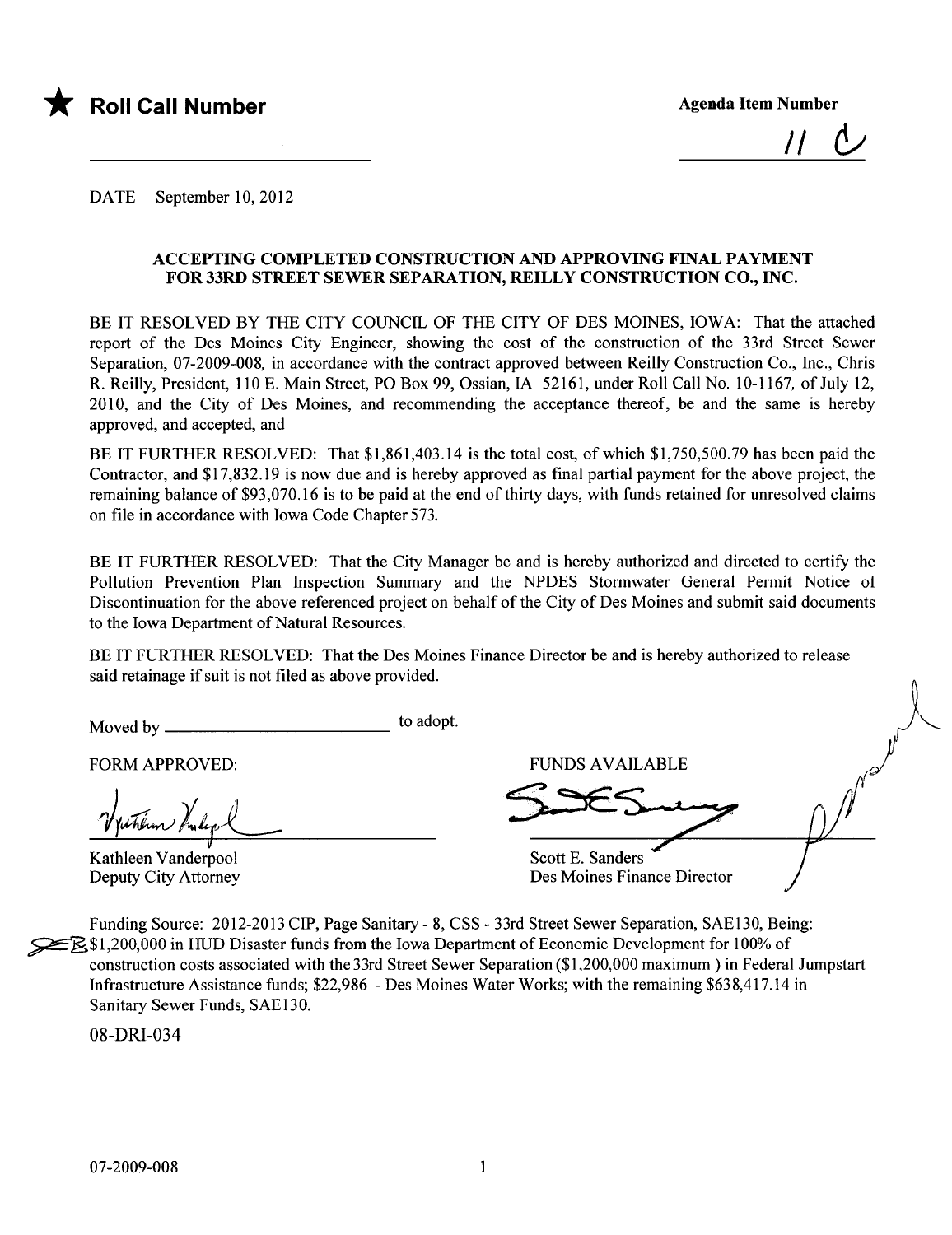★ **Roll Call Number**

**Agenda Item Number**

11 C

DATE September 10, 2012

**ACCEPTING COMPLETED CONSTRUCTION AND APPROVING FINAL PAYMENT FOR 33RD STREET SEWER SEPARATION, REILLY CONSTRUCTION CO., INC.**

BE IT RESOLVED BY THE CITY COUNCIL OF THE CITY OF DES MOINES, IOWA: That the attached report of the Des Moines City Engineer, showing the cost of the construction of the 33rd Street Sewer Separation, 07-2009-008, in accordance with the contract approved between Reilly Construction Co., Inc., Chris R. Reilly, President, 110 E. Main Street, PO Box 99, Ossian, IA 52161, under Roll Call No. 10-1167, of July 12, 2010, and the City of Des Moines, and recommending the acceptance thereof, be and the same is hereby approved, and accepted, and

BE IT FURTHER RESOLVED: That $1,861,403.14 is the total cost, of which $1,750,500.79 has been paid the Contractor, and $17,832.19 is now due and is hereby approved as final partial payment for the above project, the remaining balance of $93,070.16 is to be paid at the end of thirty days, with funds retained for unresolved claims on file in accordance with Iowa Code Chapter 573.

BE IT FURTHER RESOLVED: That the City Manager be and is hereby authorized and directed to certify the Pollution Prevention Plan Inspection Summary and the NPDES Stormwater General Permit Notice of Discontinuation for the above referenced project on behalf of the City of Des Moines and submit said documents to the Iowa Department of Natural Resources.

BE IT FURTHER RESOLVED: That the Des Moines Finance Director be and is hereby authorized to release said retainage if suit is not filed as above provided.

Moved by ________________________ to adopt.

FORM APPROVED:

Kathleen Vanderpool
Deputy City Attorney

FUNDS AVAILABLE

Scott E. Sanders
Des Moines Finance Director

Funding Source: 2012-2013 CIP, Page Sanitary - 8, CSS - 33rd Street Sewer Separation, SAE130, Being: $1,200,000 in HUD Disaster funds from the Iowa Department of Economic Development for 100% of construction costs associated with the 33rd Street Sewer Separation ($1,200,000 maximum ) in Federal Jumpstart Infrastructure Assistance funds; $22,986 - Des Moines Water Works; with the remaining $638,417.14 in Sanitary Sewer Funds, SAE130.

08-DRI-034

07-2009-008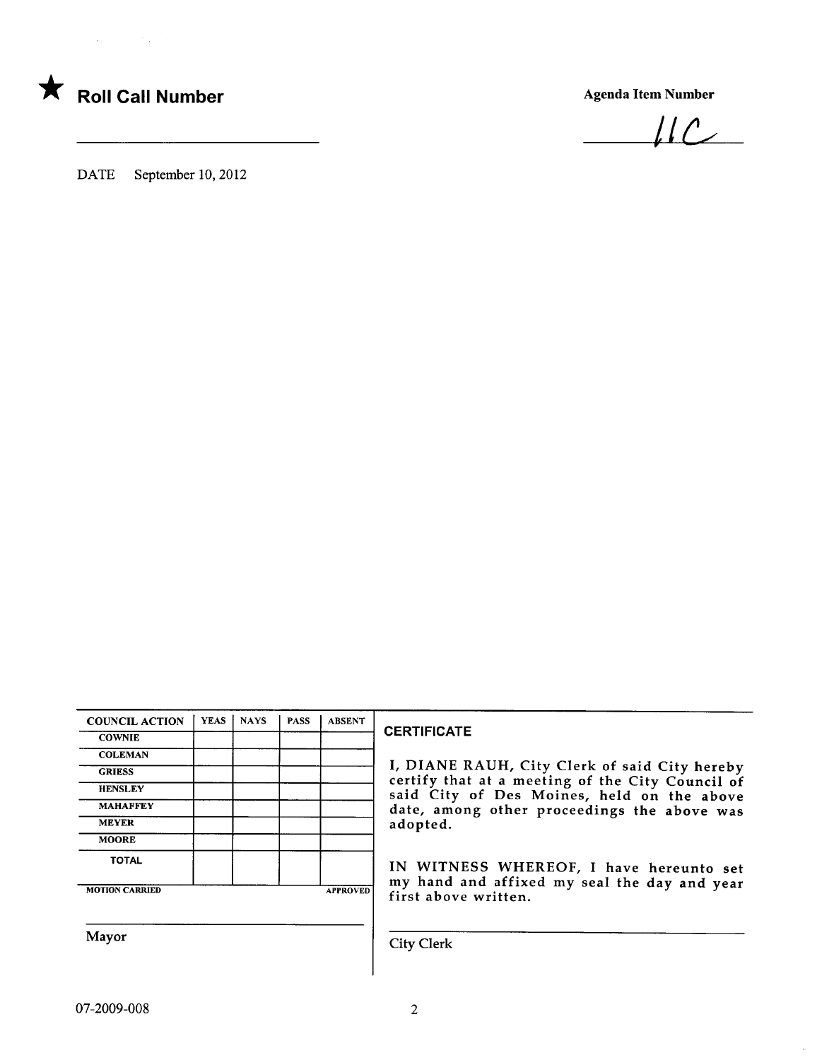★ **Roll Call Number**

______________________________

**Agenda Item Number**

11C

DATE September 10, 2012

| COUNCIL ACTION | YEAS | NAYS | PASS | ABSENT |
|---|---|---|---|---|
| COWNIE | | | | |
| COLEMAN | | | | |
| GRIESS | | | | |
| HENSLEY | | | | |
| MAHAFFEY | | | | |
| MEYER | | | | |
| MOORE | | | | |
| TOTAL | | | | |

MOTION CARRIED APPROVED

______________________________

Mayor

**CERTIFICATE**

I, DIANE RAUH, City Clerk of said City hereby certify that at a meeting of the City Council of said City of Des Moines, held on the above date, among other proceedings the above was adopted.

IN WITNESS WHEREOF, I have hereunto set my hand and affixed my seal the day and year first above written.

______________________________

City Clerk

07-2009-008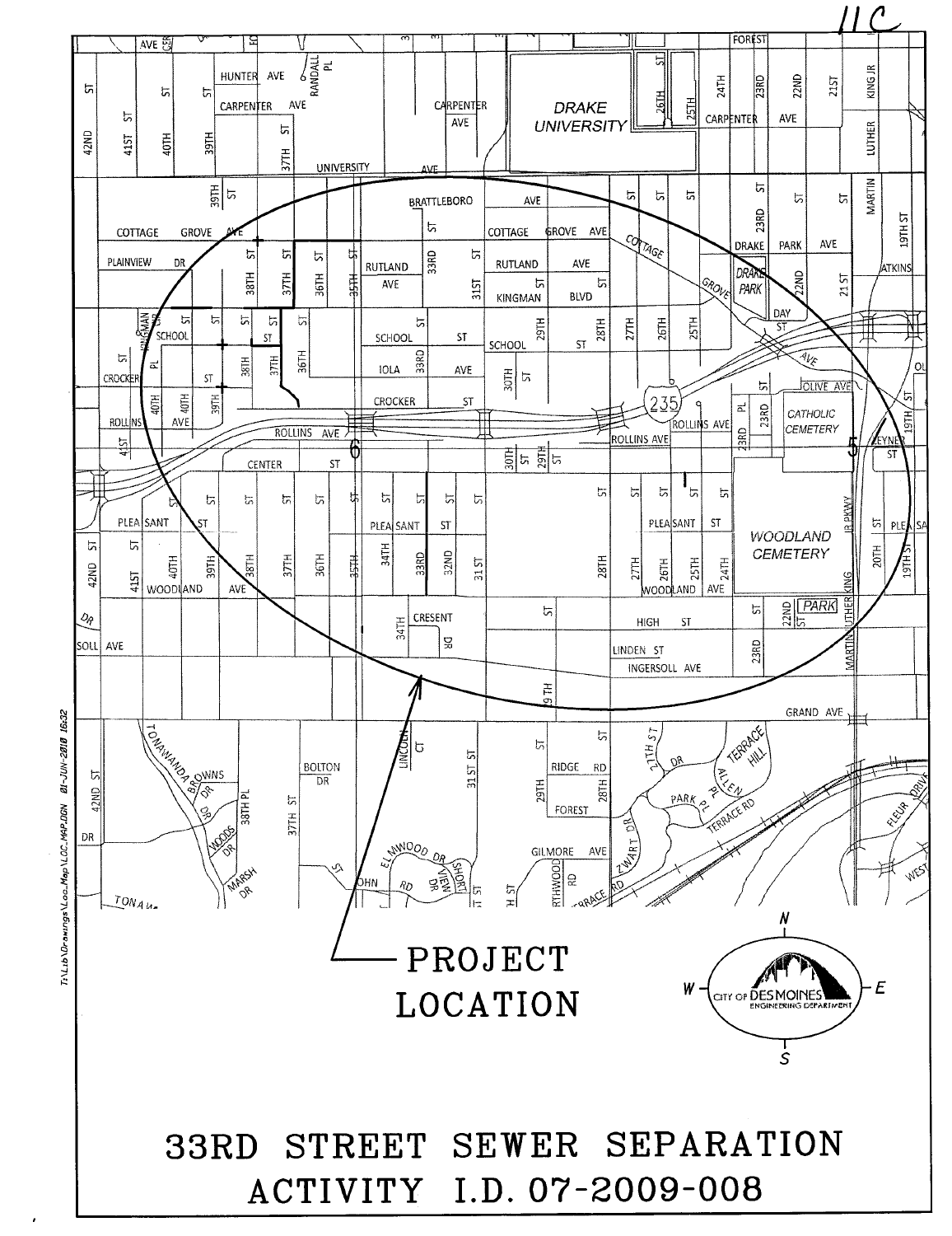11C

PROJECT LOCATION

CITY OF DES MOINES ENGINEERING DEPARTMENT

# 33RD STREET SEWER SEPARATION

# ACTIVITY I.D. 07-2009-008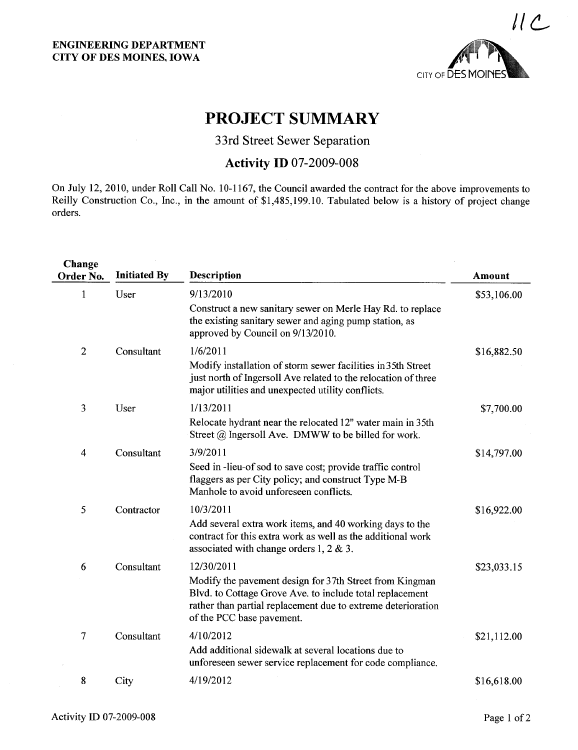11C

**ENGINEERING DEPARTMENT**
**CITY OF DES MOINES, IOWA**

CITY OF DES MOINES

# PROJECT SUMMARY

## 33rd Street Sewer Separation

### Activity ID 07-2009-008

On July 12, 2010, under Roll Call No. 10-1167, the Council awarded the contract for the above improvements to Reilly Construction Co., Inc., in the amount of $1,485,199.10. Tabulated below is a history of project change orders.

| Change Order No. | Initiated By | Description | Amount |
|---|---|---|---|
| 1 | User | 9/13/2010<br>Construct a new sanitary sewer on Merle Hay Rd. to replace the existing sanitary sewer and aging pump station, as approved by Council on 9/13/2010. | $53,106.00 |
| 2 | Consultant | 1/6/2011<br>Modify installation of storm sewer facilities in35th Street just north of Ingersoll Ave related to the relocation of three major utilities and unexpected utility conflicts. | $16,882.50 |
| 3 | User | 1/13/2011<br>Relocate hydrant near the relocated 12" water main in 35th Street @ Ingersoll Ave. DMWW to be billed for work. | $7,700.00 |
| 4 | Consultant | 3/9/2011<br>Seed in -lieu-of sod to save cost; provide traffic control flaggers as per City policy; and construct Type M-B Manhole to avoid unforeseen conflicts. | $14,797.00 |
| 5 | Contractor | 10/3/2011<br>Add several extra work items, and 40 working days to the contract for this extra work as well as the additional work associated with change orders 1, 2 & 3. | $16,922.00 |
| 6 | Consultant | 12/30/2011<br>Modify the pavement design for 37th Street from Kingman Blvd. to Cottage Grove Ave. to include total replacement rather than partial replacement due to extreme deterioration of the PCC base pavement. | $23,033.15 |
| 7 | Consultant | 4/10/2012<br>Add additional sidewalk at several locations due to unforeseen sewer service replacement for code compliance. | $21,112.00 |
| 8 | City | 4/19/2012 | $16,618.00 |

Activity ID 07-2009-008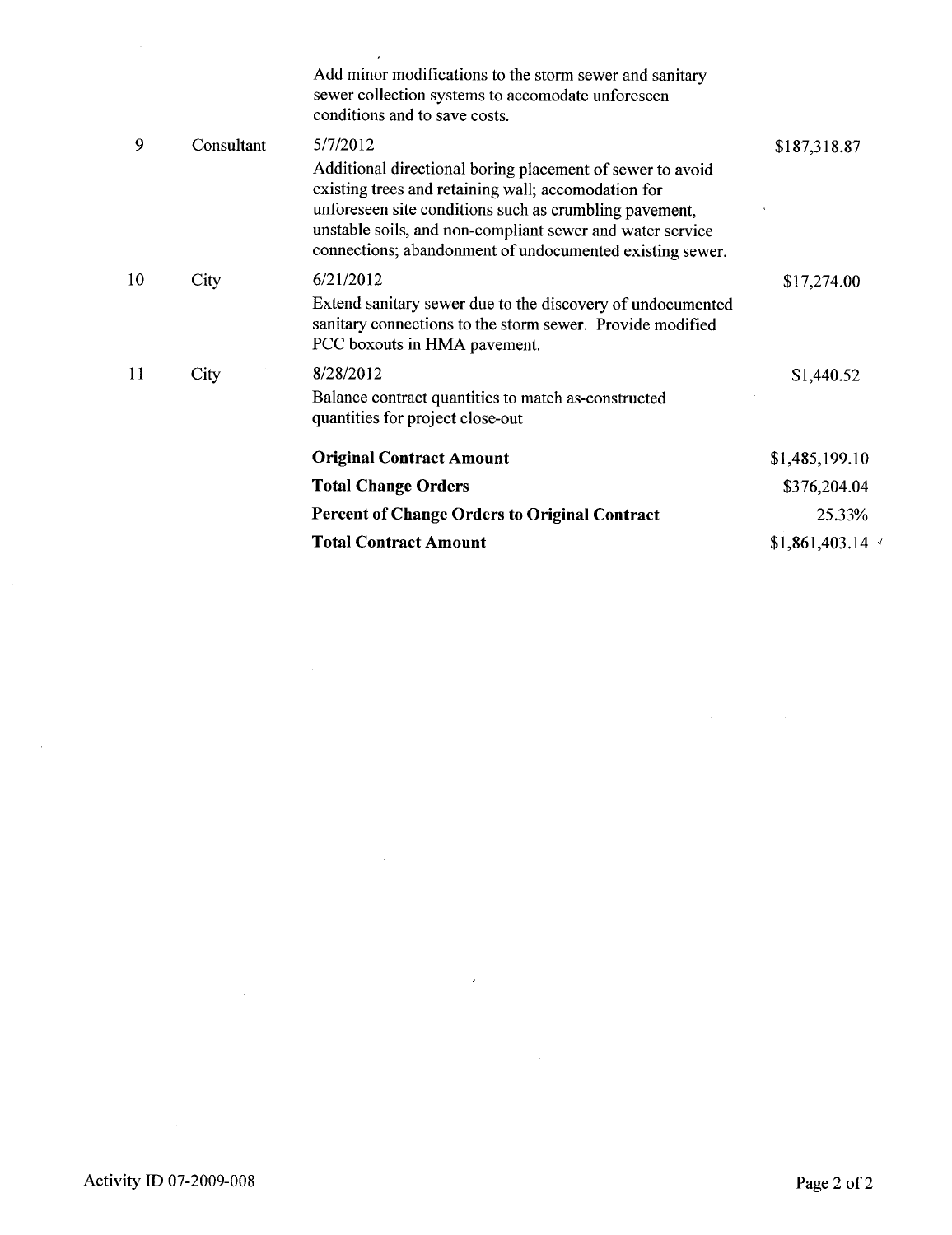| | | | |
|---|---|---|---|
| | | Add minor modifications to the storm sewer and sanitary sewer collection systems to accomodate unforeseen conditions and to save costs. | |
| 9 | Consultant | 5/7/2012<br>Additional directional boring placement of sewer to avoid existing trees and retaining wall; accomodation for unforeseen site conditions such as crumbling pavement, unstable soils, and non-compliant sewer and water service connections; abandonment of undocumented existing sewer. | $187,318.87 |
| 10 | City | 6/21/2012<br>Extend sanitary sewer due to the discovery of undocumented sanitary connections to the storm sewer. Provide modified PCC boxouts in HMA pavement. | $17,274.00 |
| 11 | City | 8/28/2012<br>Balance contract quantities to match as-constructed quantities for project close-out | $1,440.52 |
| | | **Original Contract Amount** | $1,485,199.10 |
| | | **Total Change Orders** | $376,204.04 |
| | | **Percent of Change Orders to Original Contract** | 25.33% |
| | | **Total Contract Amount** | $1,861,403.14 |

Activity ID 07-2009-008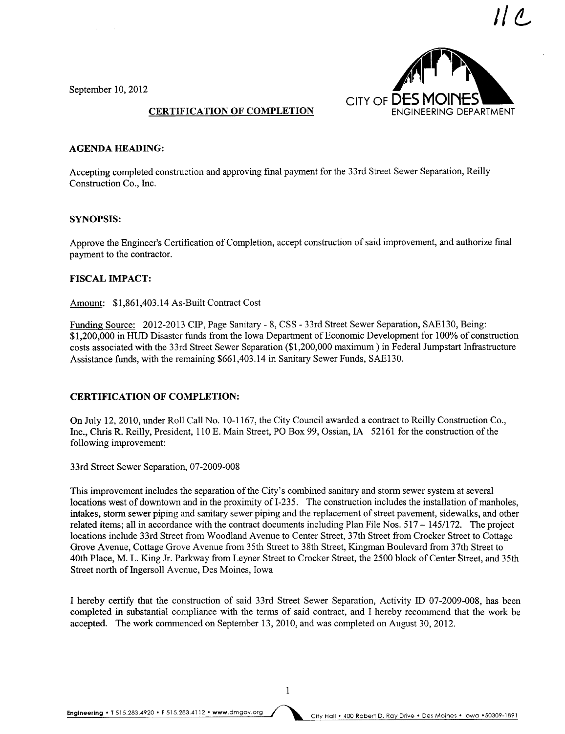11 C

September 10, 2012

CITY OF DES MOINES
ENGINEERING DEPARTMENT

**CERTIFICATION OF COMPLETION**

**AGENDA HEADING:**

Accepting completed construction and approving final payment for the 33rd Street Sewer Separation, Reilly Construction Co., Inc.

**SYNOPSIS:**

Approve the Engineer's Certification of Completion, accept construction of said improvement, and authorize final payment to the contractor.

**FISCAL IMPACT:**

Amount: $1,861,403.14 As-Built Contract Cost

Funding Source: 2012-2013 CIP, Page Sanitary - 8, CSS - 33rd Street Sewer Separation, SAE130, Being: $1,200,000 in HUD Disaster funds from the Iowa Department of Economic Development for 100% of construction costs associated with the 33rd Street Sewer Separation ($1,200,000 maximum ) in Federal Jumpstart Infrastructure Assistance funds, with the remaining $661,403.14 in Sanitary Sewer Funds, SAE130.

**CERTIFICATION OF COMPLETION:**

On July 12, 2010, under Roll Call No. 10-1167, the City Council awarded a contract to Reilly Construction Co., Inc., Chris R. Reilly, President, 110 E. Main Street, PO Box 99, Ossian, IA 52161 for the construction of the following improvement:

33rd Street Sewer Separation, 07-2009-008

This improvement includes the separation of the City's combined sanitary and storm sewer system at several locations west of downtown and in the proximity of I-235. The construction includes the installation of manholes, intakes, storm sewer piping and sanitary sewer piping and the replacement of street pavement, sidewalks, and other related items; all in accordance with the contract documents including Plan File Nos. 517 – 145/172. The project locations include 33rd Street from Woodland Avenue to Center Street, 37th Street from Crocker Street to Cottage Grove Avenue, Cottage Grove Avenue from 35th Street to 38th Street, Kingman Boulevard from 37th Street to 40th Place, M. L. King Jr. Parkway from Leyner Street to Crocker Street, the 2500 block of Center Street, and 35th Street north of Ingersoll Avenue, Des Moines, Iowa

I hereby certify that the construction of said 33rd Street Sewer Separation, Activity ID 07-2009-008, has been completed in substantial compliance with the terms of said contract, and I hereby recommend that the work be accepted. The work commenced on September 13, 2010, and was completed on August 30, 2012.

Engineering • T 515.283.4920 • F 515.283.4112 • www.dmgov.org
City Hall • 400 Robert D. Ray Drive • Des Moines • Iowa • 50309-1891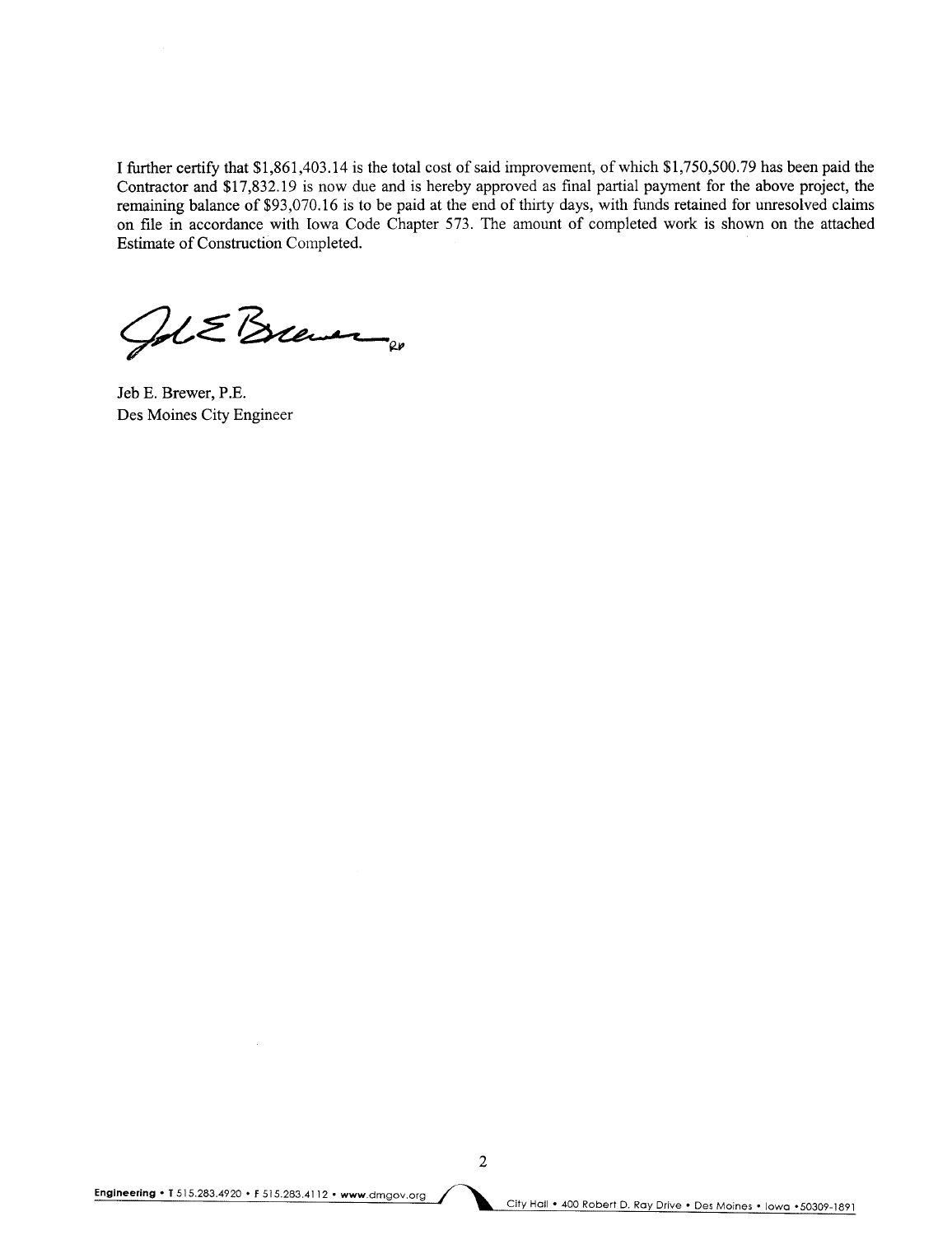I further certify that $1,861,403.14 is the total cost of said improvement, of which $1,750,500.79 has been paid the Contractor and $17,832.19 is now due and is hereby approved as final partial payment for the above project, the remaining balance of $93,070.16 is to be paid at the end of thirty days, with funds retained for unresolved claims on file in accordance with Iowa Code Chapter 573. The amount of completed work is shown on the attached Estimate of Construction Completed.

Jeb E. Brewer, P.E.
Des Moines City Engineer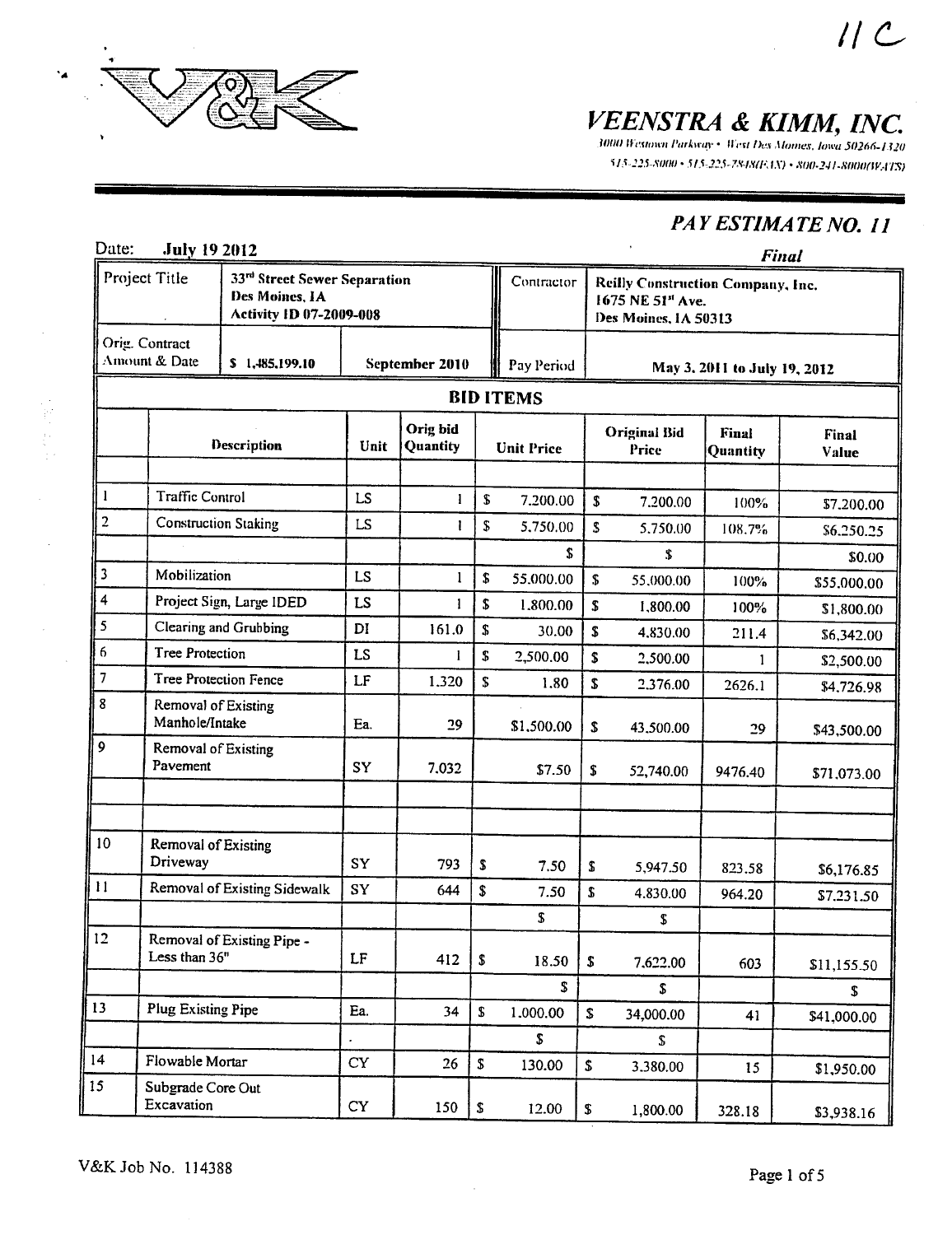11 C

V&K

# VEENSTRA & KIMM, INC.

3000 Westown Parkway • West Des Moines, Iowa 50266-1320
515-225-8000 • 515-225-7848(FAX) • 800-241-8000(WATS)

## *PAY ESTIMATE NO. 11*

Date: **July 19 2012** *Final*

| Project Title | **33rd Street Sewer Separation**<br>**Des Moines, IA**<br>**Activity ID 07-2009-008** | | Contractor | **Reilly Construction Company, Inc.**<br>**1675 NE 51st Ave.**<br>**Des Moines, IA 50313** |
|---|---|---|---|---|
| Orig. Contract Amount & Date | **$ 1,485,199.10** | **September 2010** | Pay Period | **May 3, 2011 to July 19, 2012** |

**BID ITEMS**

| | Description | Unit | Orig bid Quantity | Unit Price | Original Bid Price | Final Quantity | Final Value |
|---|---|---|---|---|---|---|---|
| | | | | | | | |
| 1 | Traffic Control | LS | 1 | $ 7,200.00 | $ 7,200.00 | 100% | $7,200.00 |
| 2 | Construction Staking | LS | 1 | $ 5,750.00 | $ 5,750.00 | 108.7% | $6,250.25 |
| | | | | $ | $ | | $0.00 |
| 3 | Mobilization | LS | 1 | $ 55,000.00 | $ 55,000.00 | 100% | $55,000.00 |
| 4 | Project Sign, Large IDED | LS | 1 | $ 1,800.00 | $ 1,800.00 | 100% | $1,800.00 |
| 5 | Clearing and Grubbing | DI | 161.0 | $ 30.00 | $ 4,830.00 | 211.4 | $6,342.00 |
| 6 | Tree Protection | LS | 1 | $ 2,500.00 | $ 2,500.00 | 1 | $2,500.00 |
| 7 | Tree Protection Fence | LF | 1,320 | $ 1.80 | $ 2,376.00 | 2626.1 | $4,726.98 |
| 8 | Removal of Existing Manhole/Intake | Ea. | 29 | $1,500.00 | $ 43,500.00 | 29 | $43,500.00 |
| 9 | Removal of Existing Pavement | SY | 7,032 | $7.50 | $ 52,740.00 | 9476.40 | $71,073.00 |
| | | | | | | | |
| | | | | | | | |
| 10 | Removal of Existing Driveway | SY | 793 | $ 7.50 | $ 5,947.50 | 823.58 | $6,176.85 |
| 11 | Removal of Existing Sidewalk | SY | 644 | $ 7.50 | $ 4,830.00 | 964.20 | $7,231.50 |
| | | | | $ | $ | | |
| 12 | Removal of Existing Pipe - Less than 36" | LF | 412 | $ 18.50 | $ 7,622.00 | 603 | $11,155.50 |
| | | | | $ | $ | | $ |
| 13 | Plug Existing Pipe | Ea. | 34 | $ 1,000.00 | $ 34,000.00 | 41 | $41,000.00 |
| | | | | $ | $ | | |
| 14 | Flowable Mortar | CY | 26 | $ 130.00 | $ 3,380.00 | 15 | $1,950.00 |
| 15 | Subgrade Core Out Excavation | CY | 150 | $ 12.00 | $ 1,800.00 | 328.18 | $3,938.16 |

V&K Job No. 114388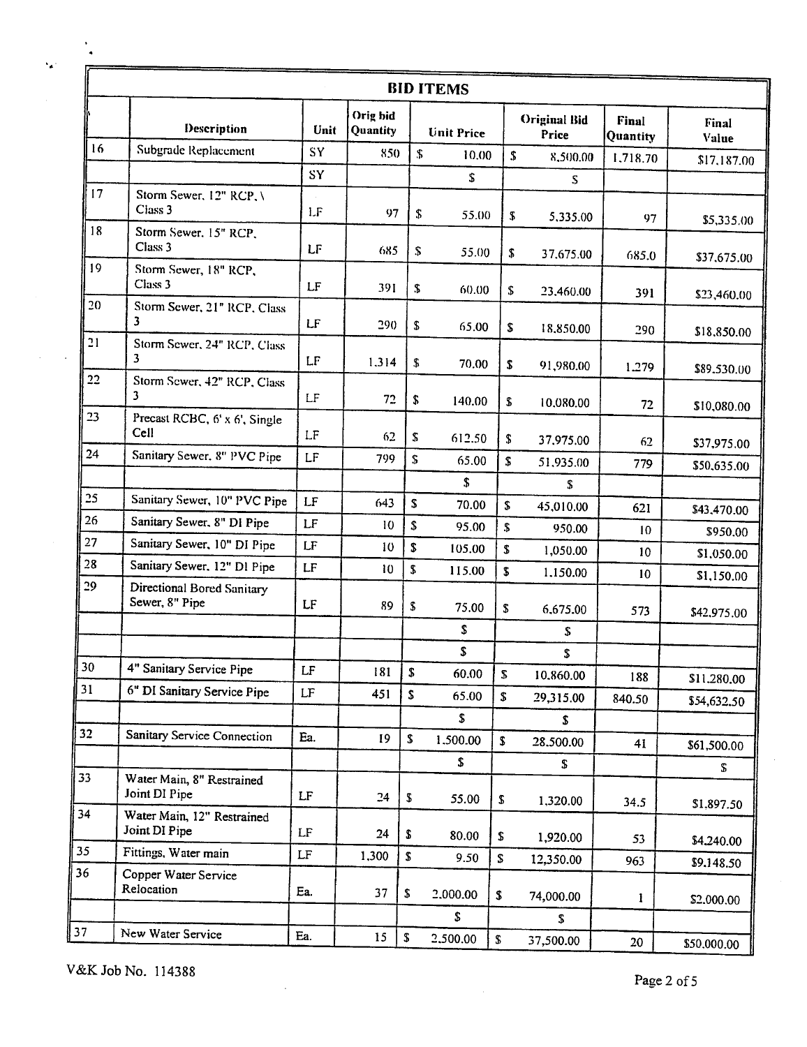| BID ITEMS | | | | | | | |
|---|---|---|---|---|---|---|---|
| | Description | Unit | Orig bid Quantity | Unit Price | Original Bid Price | Final Quantity | Final Value |
| 16 | Subgrade Replacement | SY | 850 | $ 10.00 | $ 8,500.00 | 1,718.70 | $17,187.00 |
| | | SY | | $ | $ | | |
| 17 | Storm Sewer, 12" RCP, \ Class 3 | LF | 97 | $ 55.00 | $ 5,335.00 | 97 | $5,335.00 |
| 18 | Storm Sewer, 15" RCP, Class 3 | LF | 685 | $ 55.00 | $ 37,675.00 | 685.0 | $37,675.00 |
| 19 | Storm Sewer, 18" RCP, Class 3 | LF | 391 | $ 60.00 | $ 23,460.00 | 391 | $23,460.00 |
| 20 | Storm Sewer, 21" RCP, Class 3 | LF | 290 | $ 65.00 | $ 18,850.00 | 290 | $18,850.00 |
| 21 | Storm Sewer, 24" RCP, Class 3 | LF | 1,314 | $ 70.00 | $ 91,980.00 | 1,279 | $89,530.00 |
| 22 | Storm Sewer, 42" RCP, Class 3 | LF | 72 | $ 140.00 | $ 10,080.00 | 72 | $10,080.00 |
| 23 | Precast RCBC, 6' x 6', Single Cell | LF | 62 | $ 612.50 | $ 37,975.00 | 62 | $37,975.00 |
| 24 | Sanitary Sewer, 8" PVC Pipe | LF | 799 | $ 65.00 | $ 51,935.00 | 779 | $50,635.00 |
| | | | | $ | $ | | |
| 25 | Sanitary Sewer, 10" PVC Pipe | LF | 643 | $ 70.00 | $ 45,010.00 | 621 | $43,470.00 |
| 26 | Sanitary Sewer, 8" DI Pipe | LF | 10 | $ 95.00 | $ 950.00 | 10 | $950.00 |
| 27 | Sanitary Sewer, 10" DI Pipe | LF | 10 | $ 105.00 | $ 1,050.00 | 10 | $1,050.00 |
| 28 | Sanitary Sewer, 12" DI Pipe | LF | 10 | $ 115.00 | $ 1,150.00 | 10 | $1,150.00 |
| 29 | Directional Bored Sanitary Sewer, 8" Pipe | LF | 89 | $ 75.00 | $ 6,675.00 | 573 | $42,975.00 |
| | | | | $ | $ | | |
| | | | | $ | $ | | |
| 30 | 4" Sanitary Service Pipe | LF | 181 | $ 60.00 | $ 10,860.00 | 188 | $11,280.00 |
| 31 | 6" DI Sanitary Service Pipe | LF | 451 | $ 65.00 | $ 29,315.00 | 840.50 | $54,632.50 |
| | | | | $ | $ | | |
| 32 | Sanitary Service Connection | Ea. | 19 | $ 1,500.00 | $ 28,500.00 | 41 | $61,500.00 |
| | | | | $ | $ | | $ |
| 33 | Water Main, 8" Restrained Joint DI Pipe | LF | 24 | $ 55.00 | $ 1,320.00 | 34.5 | $1,897.50 |
| 34 | Water Main, 12" Restrained Joint DI Pipe | LF | 24 | $ 80.00 | $ 1,920.00 | 53 | $4,240.00 |
| 35 | Fittings, Water main | LF | 1,300 | $ 9.50 | $ 12,350.00 | 963 | $9,148.50 |
| 36 | Copper Water Service Relocation | Ea. | 37 | $ 2,000.00 | $ 74,000.00 | 1 | $2,000.00 |
| | | | | $ | $ | | |
| 37 | New Water Service | Ea. | 15 | $ 2,500.00 | $ 37,500.00 | 20 | $50,000.00 |

V&K Job No. 114388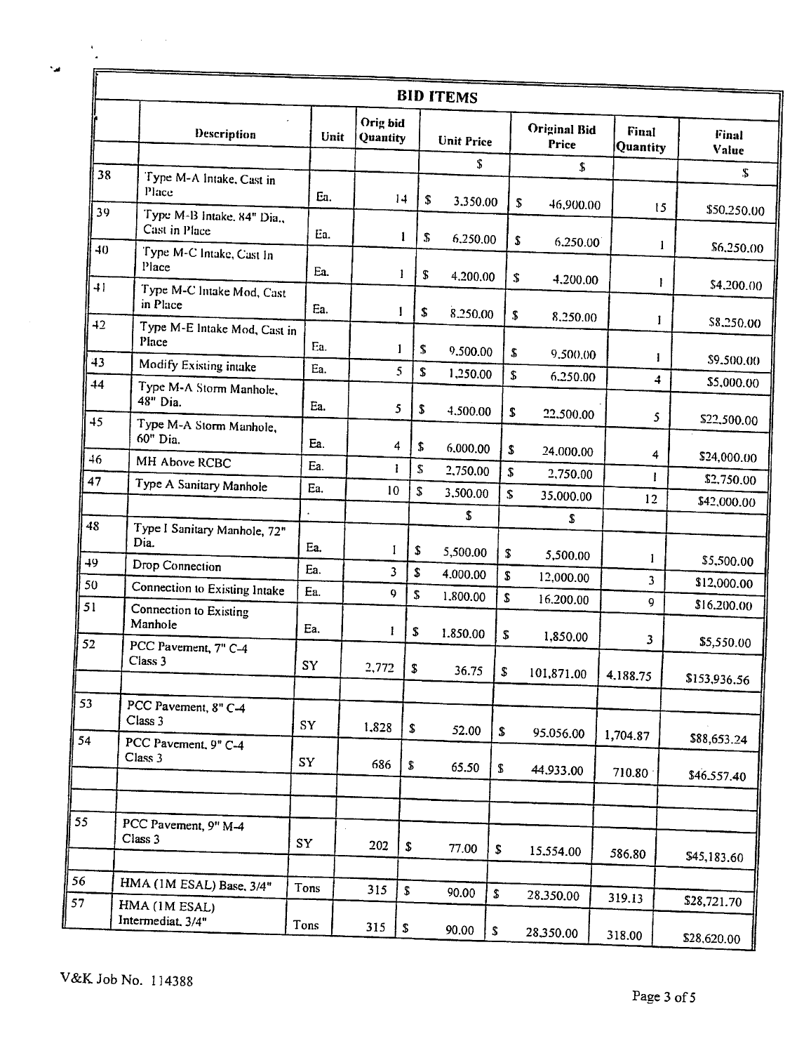## BID ITEMS

| | Description | Unit | Orig bid Quantity | Unit Price | Original Bid Price | Final Quantity | Final Value |
|---|---|---|---|---|---|---|---|
| | | | | $ | $ | | $ |
| 38 | Type M-A Intake, Cast in Place | Ea. | 14 | $ 3,350.00 | $ 46,900.00 | 15 | $50,250.00 |
| 39 | Type M-B Intake, 84" Dia., Cast in Place | Ea. | 1 | $ 6,250.00 | $ 6,250.00 | 1 | $6,250.00 |
| 40 | Type M-C Intake, Cast In Place | Ea. | 1 | $ 4,200.00 | $ 4,200.00 | 1 | $4,200.00 |
| 41 | Type M-C Intake Mod, Cast in Place | Ea. | 1 | $ 8,250.00 | $ 8,250.00 | 1 | $8,250.00 |
| 42 | Type M-E Intake Mod, Cast in Place | Ea. | 1 | $ 9,500.00 | $ 9,500.00 | 1 | $9,500.00 |
| 43 | Modify Existing intake | Ea. | 5 | $ 1,250.00 | $ 6,250.00 | 4 | $5,000.00 |
| 44 | Type M-A Storm Manhole, 48" Dia. | Ea. | 5 | $ 4,500.00 | $ 22,500.00 | 5 | $22,500.00 |
| 45 | Type M-A Storm Manhole, 60" Dia. | Ea. | 4 | $ 6,000.00 | $ 24,000.00 | 4 | $24,000.00 |
| 46 | MH Above RCBC | Ea. | 1 | $ 2,750.00 | $ 2,750.00 | 1 | $2,750.00 |
| 47 | Type A Sanitary Manhole | Ea. | 10 | $ 3,500.00 | $ 35,000.00 | 12 | $42,000.00 |
| | | | | $ | $ | | |
| 48 | Type I Sanitary Manhole, 72" Dia. | Ea. | 1 | $ 5,500.00 | $ 5,500.00 | 1 | $5,500.00 |
| 49 | Drop Connection | Ea. | 3 | $ 4,000.00 | $ 12,000.00 | 3 | $12,000.00 |
| 50 | Connection to Existing Intake | Ea. | 9 | $ 1,800.00 | $ 16,200.00 | 9 | $16,200.00 |
| 51 | Connection to Existing Manhole | Ea. | 1 | $ 1,850.00 | $ 1,850.00 | 3 | $5,550.00 |
| 52 | PCC Pavement, 7" C-4 Class 3 | SY | 2,772 | $ 36.75 | $ 101,871.00 | 4,188.75 | $153,936.56 |
| | | | | | | | |
| 53 | PCC Pavement, 8" C-4 Class 3 | SY | 1,828 | $ 52.00 | $ 95,056.00 | 1,704.87 | $88,653.24 |
| 54 | PCC Pavement, 9" C-4 Class 3 | SY | 686 | $ 65.50 | $ 44,933.00 | 710.80 | $46,557.40 |
| | | | | | | | |
| | | | | | | | |
| 55 | PCC Pavement, 9" M-4 Class 3 | SY | 202 | $ 77.00 | $ 15,554.00 | 586.80 | $45,183.60 |
| | | | | | | | |
| 56 | HMA (1M ESAL) Base, 3/4" | Tons | 315 | $ 90.00 | $ 28,350.00 | 319.13 | $28,721.70 |
| 57 | HMA (1M ESAL) Intermediat, 3/4" | Tons | 315 | $ 90.00 | $ 28,350.00 | 318.00 | $28,620.00 |

V&K Job No. 114388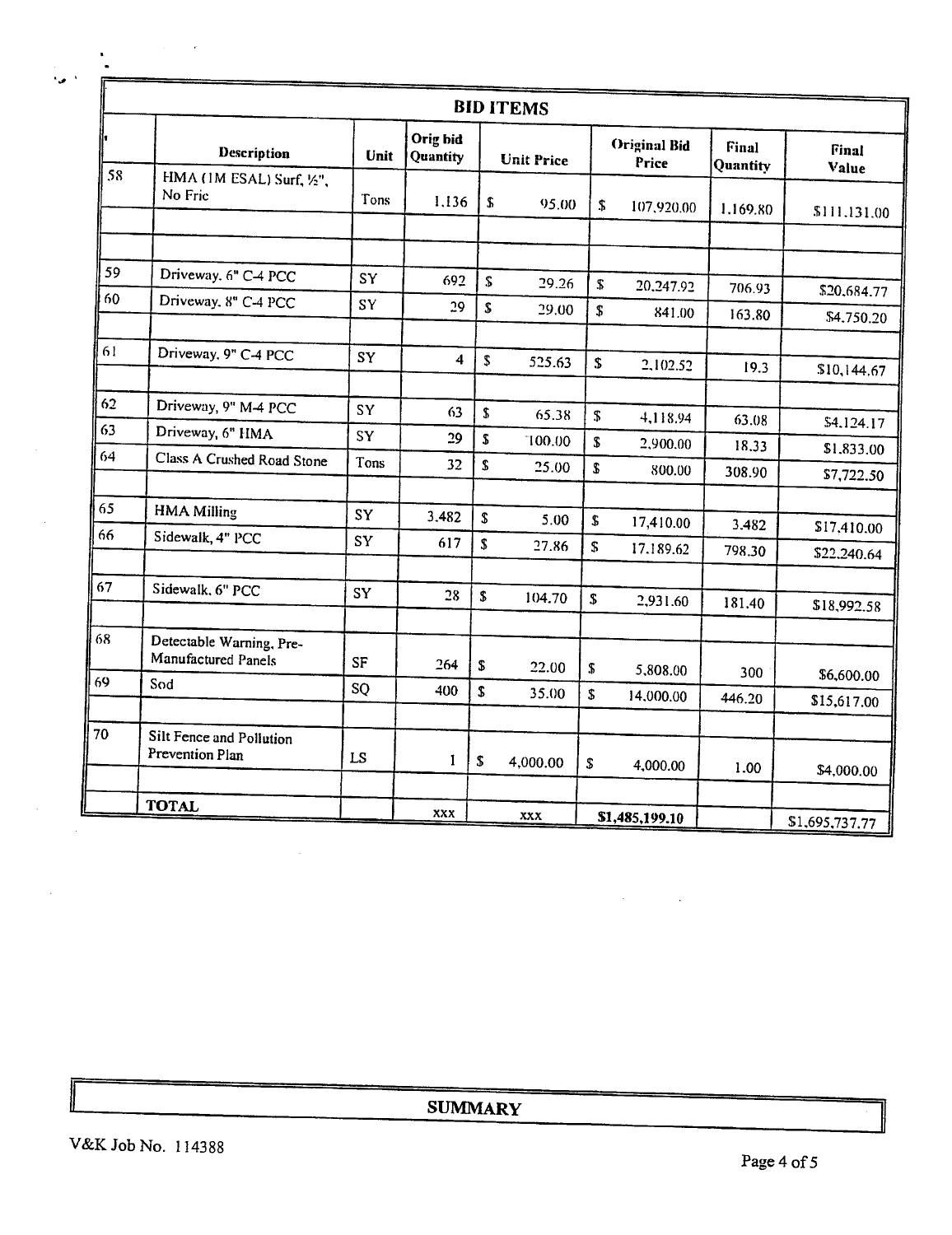## BID ITEMS

| # | Description | Unit | Orig bid Quantity | Unit Price | Original Bid Price | Final Quantity | Final Value |
|---|---|---|---|---|---|---|---|
| 58 | HMA (1M ESAL) Surf, ½", No Fric | Tons | 1,136 | $ 95.00 | $ 107,920.00 | 1,169.80 | $111,131.00 |
| 59 | Driveway, 6" C-4 PCC | SY | 692 | $ 29.26 | $ 20,247.92 | 706.93 | $20,684.77 |
| 60 | Driveway, 8" C-4 PCC | SY | 29 | $ 29.00 | $ 841.00 | 163.80 | $4,750.20 |
| 61 | Driveway, 9" C-4 PCC | SY | 4 | $ 525.63 | $ 2,102.52 | 19.3 | $10,144.67 |
| 62 | Driveway, 9" M-4 PCC | SY | 63 | $ 65.38 | $ 4,118.94 | 63.08 | $4,124.17 |
| 63 | Driveway, 6" HMA | SY | 29 | $ 100.00 | $ 2,900.00 | 18.33 | $1,833.00 |
| 64 | Class A Crushed Road Stone | Tons | 32 | $ 25.00 | $ 800.00 | 308.90 | $7,722.50 |
| 65 | HMA Milling | SY | 3,482 | $ 5.00 | $ 17,410.00 | 3,482 | $17,410.00 |
| 66 | Sidewalk, 4" PCC | SY | 617 | $ 27.86 | $ 17,189.62 | 798.30 | $22,240.64 |
| 67 | Sidewalk, 6" PCC | SY | 28 | $ 104.70 | $ 2,931.60 | 181.40 | $18,992.58 |
| 68 | Detectable Warning, Pre-Manufactured Panels | SF | 264 | $ 22.00 | $ 5,808.00 | 300 | $6,600.00 |
| 69 | Sod | SQ | 400 | $ 35.00 | $ 14,000.00 | 446.20 | $15,617.00 |
| 70 | Silt Fence and Pollution Prevention Plan | LS | 1 | $ 4,000.00 | $ 4,000.00 | 1.00 | $4,000.00 |
| | **TOTAL** | | XXX | XXX | **$1,485,199.10** | | $1,695,737.77 |

## SUMMARY

V&K Job No. 114388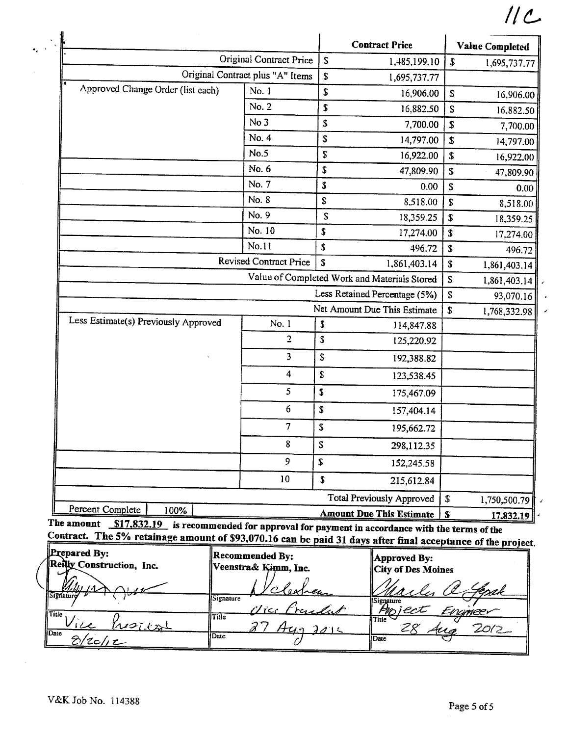11C

| | | Contract Price | Value Completed |
|---|---|---|---|
| Original Contract Price | | $ 1,485,199.10 | $ 1,695,737.77 |
| Original Contract plus "A" Items | | $ 1,695,737.77 | |
| Approved Change Order (list each) | No. 1 | $ 16,906.00 | $ 16,906.00 |
| | No. 2 | $ 16,882.50 | $ 16,882.50 |
| | No 3 | $ 7,700.00 | $ 7,700.00 |
| | No. 4 | $ 14,797.00 | $ 14,797.00 |
| | No.5 | $ 16,922.00 | $ 16,922.00 |
| | No. 6 | $ 47,809.90 | $ 47,809.90 |
| | No. 7 | $ 0.00 | $ 0.00 |
| | No. 8 | $ 8,518.00 | $ 8,518.00 |
| | No. 9 | $ 18,359.25 | $ 18,359.25 |
| | No. 10 | $ 17,274.00 | $ 17,274.00 |
| | No.11 | $ 496.72 | $ 496.72 |
| Revised Contract Price | | $ 1,861,403.14 | $ 1,861,403.14 |
| Value of Completed Work and Materials Stored | | | $ 1,861,403.14 |
| Less Retained Percentage (5%) | | | $ 93,070.16 |
| Net Amount Due This Estimate | | | $ 1,768,332.98 |
| Less Estimate(s) Previously Approved | No. 1 | $ 114,847.88 | |
| | 2 | $ 125,220.92 | |
| | 3 | $ 192,388.82 | |
| | 4 | $ 123,538.45 | |
| | 5 | $ 175,467.09 | |
| | 6 | $ 157,404.14 | |
| | 7 | $ 195,662.72 | |
| | 8 | $ 298,112.35 | |
| | 9 | $ 152,245.58 | |
| | 10 | $ 215,612.84 | |
| Total Previously Approved | | | $ 1,750,500.79 |
| Percent Complete 100% | | **Amount Due This Estimate** | **$ 17,832.19** |

**The amount $17,832.19 is recommended for approval for payment in accordance with the terms of the Contract. The 5% retainage amount of $93,070.16 can be paid 31 days after final acceptance of the project.**

| Prepared By: Reilly Construction, Inc. | Recommended By: Veenstra& Kimm, Inc. | Approved By: City of Des Moines |
|---|---|---|
| Signature | Signature | Signature |
| Title: Vice President | Title: Vice President | Title: Project Engineer |
| Date: 8/20/12 | Date: 27 Aug 2012 | Date: 28 Aug 2012 |

V&K Job No. 114388